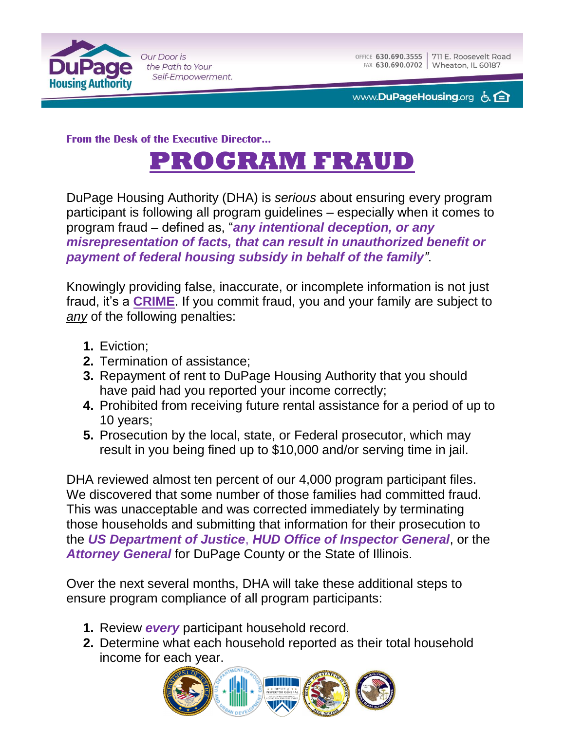DuPage Housing Authority

*Our Door is the Path to Your Self-Empowerment.*

OFFICE 630.690.3555 | 711 E. Roosevelt Road
FAX 630.690.0702 | Wheaton, IL 60187

www.DuPageHousing.org

**From the Desk of the Executive Director…**

# PROGRAM FRAUD

DuPage Housing Authority (DHA) is *serious* about ensuring every program participant is following all program guidelines – especially when it comes to program fraud – defined as, "***any intentional deception, or any misrepresentation of facts, that can result in unauthorized benefit or payment of federal housing subsidy in behalf of the family***".

Knowingly providing false, inaccurate, or incomplete information is not just fraud, it's a **CRIME**. If you commit fraud, you and your family are subject to *any* of the following penalties:

1. Eviction;
2. Termination of assistance;
3. Repayment of rent to DuPage Housing Authority that you should have paid had you reported your income correctly;
4. Prohibited from receiving future rental assistance for a period of up to 10 years;
5. Prosecution by the local, state, or Federal prosecutor, which may result in you being fined up to $10,000 and/or serving time in jail.

DHA reviewed almost ten percent of our 4,000 program participant files. We discovered that some number of those families had committed fraud. This was unacceptable and was corrected immediately by terminating those households and submitting that information for their prosecution to the ***US Department of Justice***, ***HUD Office of Inspector General***, or the ***Attorney General*** for DuPage County or the State of Illinois.

Over the next several months, DHA will take these additional steps to ensure program compliance of all program participants:

1. Review ***every*** participant household record.
2. Determine what each household reported as their total household income for each year.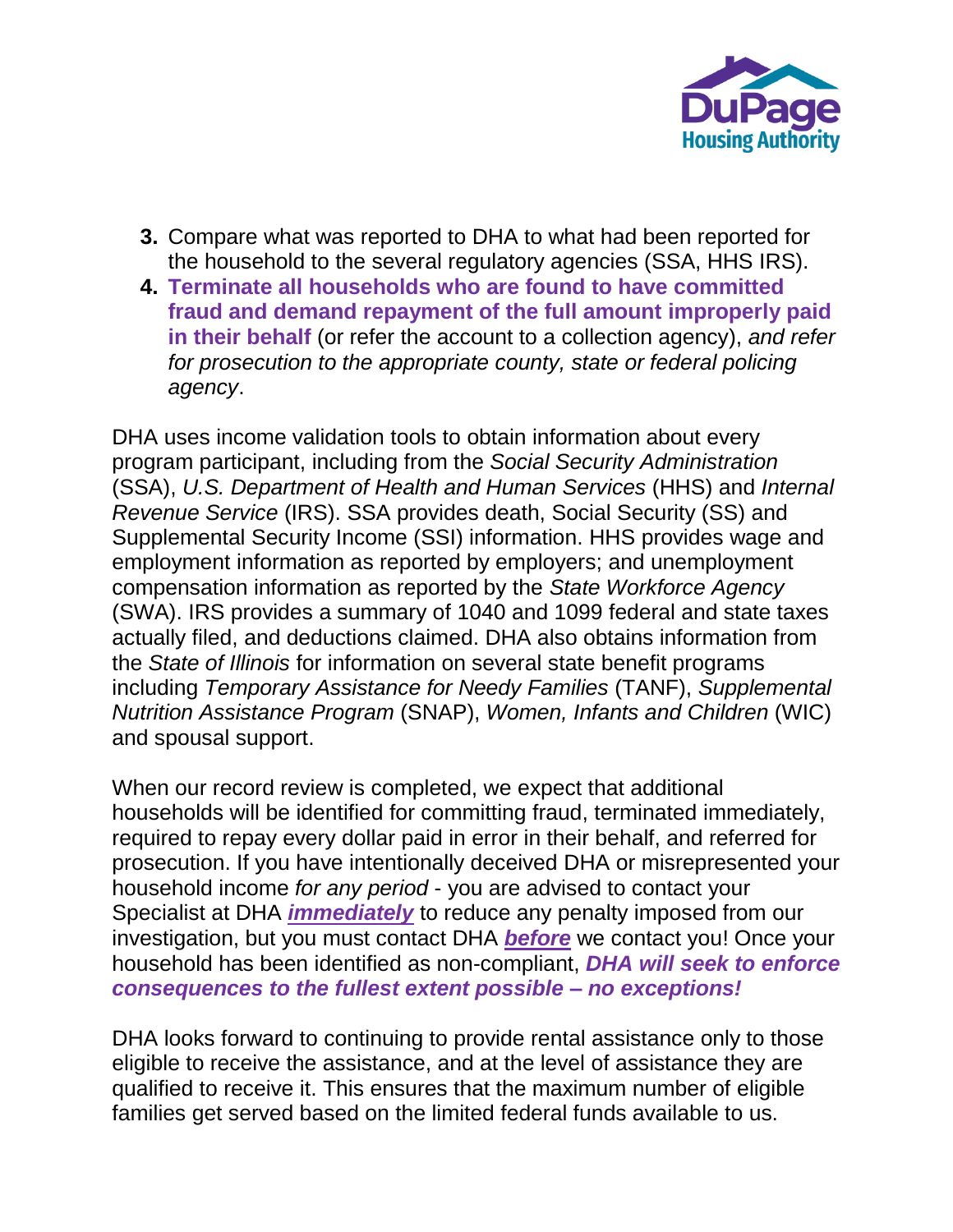3. Compare what was reported to DHA to what had been reported for the household to the several regulatory agencies (SSA, HHS IRS).
4. **Terminate all households who are found to have committed fraud and demand repayment of the full amount improperly paid in their behalf** (or refer the account to a collection agency), *and refer for prosecution to the appropriate county, state or federal policing agency*.

DHA uses income validation tools to obtain information about every program participant, including from the *Social Security Administration* (SSA), *U.S. Department of Health and Human Services* (HHS) and *Internal Revenue Service* (IRS). SSA provides death, Social Security (SS) and Supplemental Security Income (SSI) information. HHS provides wage and employment information as reported by employers; and unemployment compensation information as reported by the *State Workforce Agency* (SWA). IRS provides a summary of 1040 and 1099 federal and state taxes actually filed, and deductions claimed. DHA also obtains information from the *State of Illinois* for information on several state benefit programs including *Temporary Assistance for Needy Families* (TANF), *Supplemental Nutrition Assistance Program* (SNAP), *Women, Infants and Children* (WIC) and spousal support.

When our record review is completed, we expect that additional households will be identified for committing fraud, terminated immediately, required to repay every dollar paid in error in their behalf, and referred for prosecution. If you have intentionally deceived DHA or misrepresented your household income *for any period* - you are advised to contact your Specialist at DHA ***immediately*** to reduce any penalty imposed from our investigation, but you must contact DHA ***before*** we contact you! Once your household has been identified as non-compliant, ***DHA will seek to enforce consequences to the fullest extent possible – no exceptions!***

DHA looks forward to continuing to provide rental assistance only to those eligible to receive the assistance, and at the level of assistance they are qualified to receive it. This ensures that the maximum number of eligible families get served based on the limited federal funds available to us.